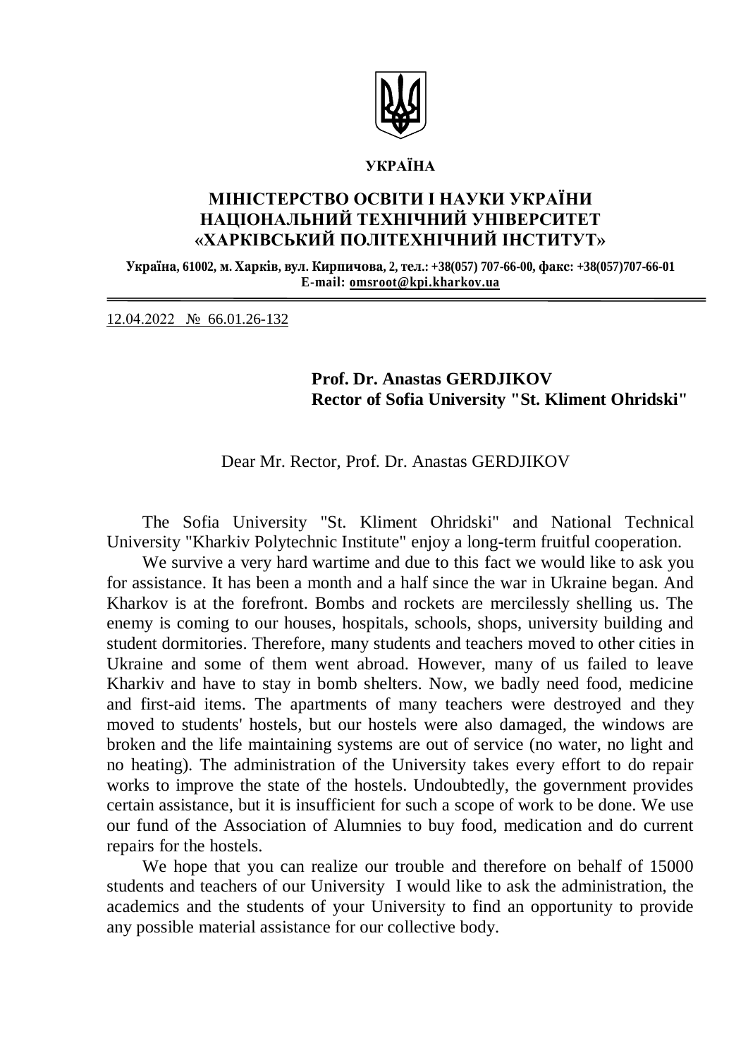**УКРАЇНА**

**МІНІСТЕРСТВО ОСВІТИ І НАУКИ УКРАЇНИ**
**НАЦІОНАЛЬНИЙ ТЕХНІЧНИЙ УНІВЕРСИТЕТ**
**«ХАРКІВСЬКИЙ ПОЛІТЕХНІЧНИЙ ІНСТИТУТ»**

**Україна, 61002, м. Харків, вул. Кирпичова, 2, тел.: +38(057) 707-66-00, факс: +38(057)707-66-01**
**E-mail: omsroot@kpi.kharkov.ua**

---

12.04.2022 № 66.01.26-132

**Prof. Dr. Anastas GERDJIKOV**
**Rector of Sofia University "St. Kliment Ohridski"**

Dear Mr. Rector, Prof. Dr. Anastas GERDJIKOV

The Sofia University "St. Kliment Ohridski" and National Technical University "Kharkiv Polytechnic Institute" enjoy a long-term fruitful cooperation.

We survive a very hard wartime and due to this fact we would like to ask you for assistance. It has been a month and a half since the war in Ukraine began. And Kharkov is at the forefront. Bombs and rockets are mercilessly shelling us. The enemy is coming to our houses, hospitals, schools, shops, university building and student dormitories. Therefore, many students and teachers moved to other cities in Ukraine and some of them went abroad. However, many of us failed to leave Kharkiv and have to stay in bomb shelters. Now, we badly need food, medicine and first-aid items. The apartments of many teachers were destroyed and they moved to students' hostels, but our hostels were also damaged, the windows are broken and the life maintaining systems are out of service (no water, no light and no heating). The administration of the University takes every effort to do repair works to improve the state of the hostels. Undoubtedly, the government provides certain assistance, but it is insufficient for such a scope of work to be done. We use our fund of the Association of Alumnies to buy food, medication and do current repairs for the hostels.

We hope that you can realize our trouble and therefore on behalf of 15000 students and teachers of our University I would like to ask the administration, the academics and the students of your University to find an opportunity to provide any possible material assistance for our collective body.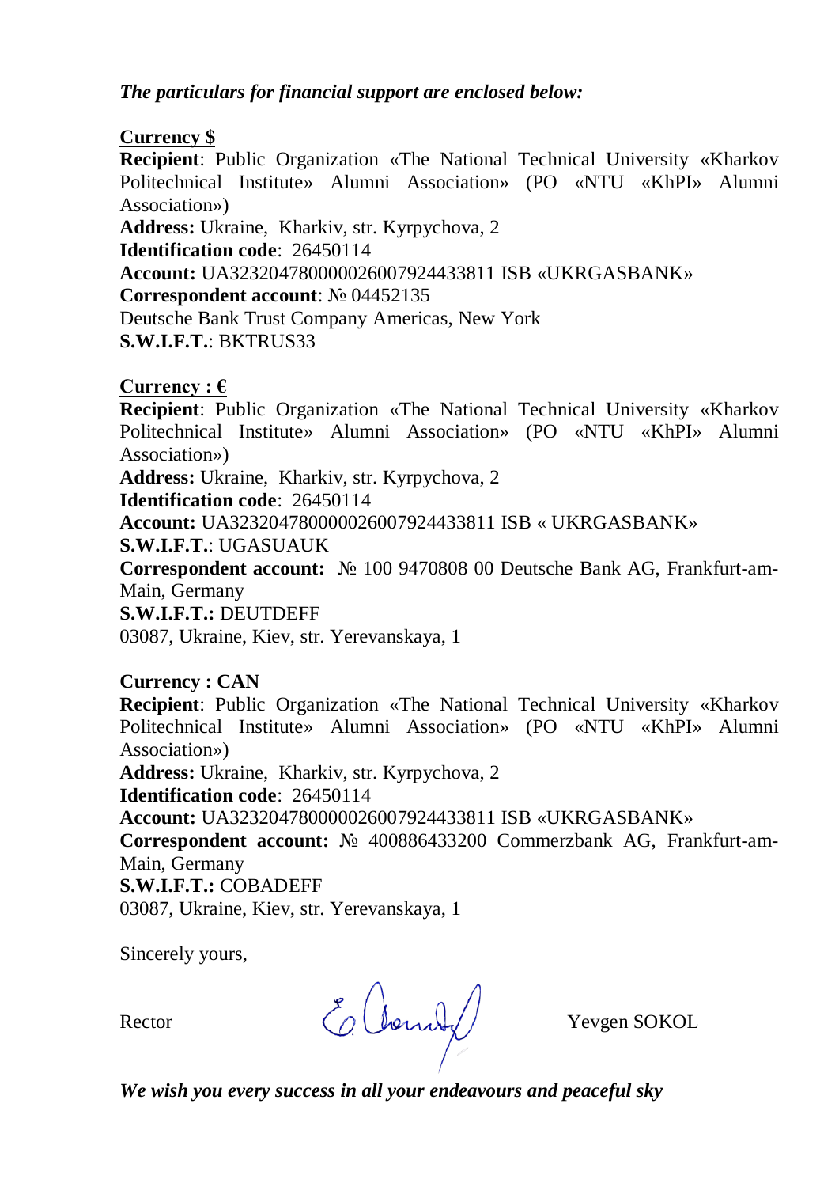***The particulars for financial support are enclosed below:***

**<u>Currency $</u>**

**Recipient**: Public Organization «The National Technical University «Kharkov Politechnical Institute» Alumni Association» (PO «NTU «KhPI» Alumni Association»)
**Address:** Ukraine, Kharkiv, str. Kyrpychova, 2
**Identification code**: 26450114
**Account:** UA323204780000026007924433811 ISB «UKRGASBANK»
**Correspondent account**: № 04452135
Deutsche Bank Trust Company Americas, New York
**S.W.I.F.T.**: BKTRUS33

**<u>Currency : €</u>**

**Recipient**: Public Organization «The National Technical University «Kharkov Politechnical Institute» Alumni Association» (PO «NTU «KhPI» Alumni Association»)
**Address:** Ukraine, Kharkiv, str. Kyrpychova, 2
**Identification code**: 26450114
**Account:** UA323204780000026007924433811 ISB « UKRGASBANK»
**S.W.I.F.T.**: UGASUAUK
**Correspondent account:** № 100 9470808 00 Deutsche Bank AG, Frankfurt-am-Main, Germany
**S.W.I.F.T.:** DEUTDEFF
03087, Ukraine, Kiev, str. Yerevanskaya, 1

**Currency : CAN**

**Recipient**: Public Organization «The National Technical University «Kharkov Politechnical Institute» Alumni Association» (PO «NTU «KhPI» Alumni Association»)
**Address:** Ukraine, Kharkiv, str. Kyrpychova, 2
**Identification code**: 26450114
**Account:** UA323204780000026007924433811 ISB «UKRGASBANK»
**Correspondent account:** № 400886433200 Commerzbank AG, Frankfurt-am-Main, Germany
**S.W.I.F.T.:** COBADEFF
03087, Ukraine, Kiev, str. Yerevanskaya, 1

Sincerely yours,

Rector Yevgen SOKOL

***We wish you every success in all your endeavours and peaceful sky***